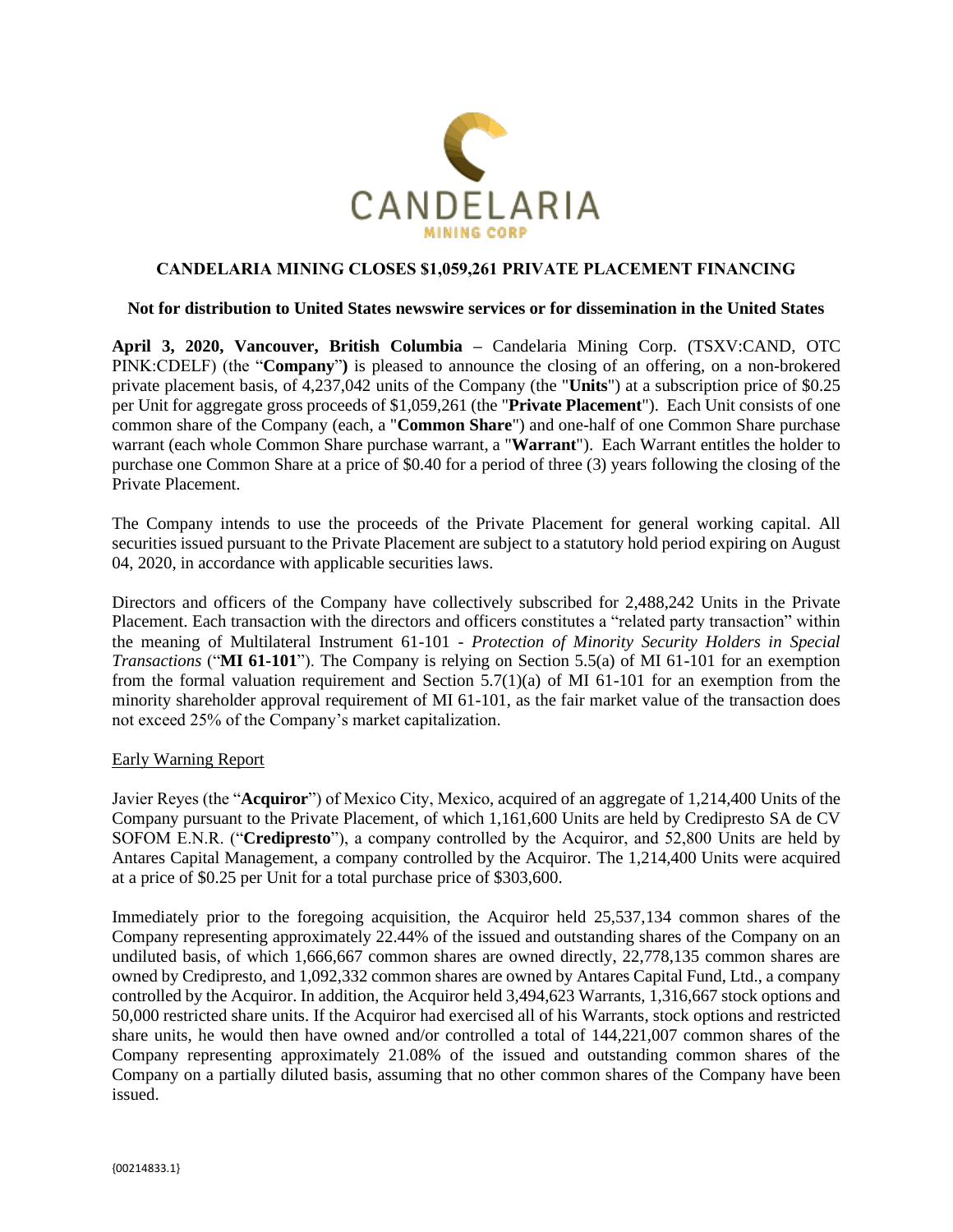# CANDELARIA MINING CLOSES $1,059,261 PRIVATE PLACEMENT FINANCING

**Not for distribution to United States newswire services or for dissemination in the United States**

**April 3, 2020, Vancouver, British Columbia –** Candelaria Mining Corp. (TSXV:CAND, OTC PINK:CDELF) (the "**Company**") is pleased to announce the closing of an offering, on a non-brokered private placement basis, of 4,237,042 units of the Company (the "**Units**") at a subscription price of $0.25 per Unit for aggregate gross proceeds of $1,059,261 (the "**Private Placement**"). Each Unit consists of one common share of the Company (each, a "**Common Share**") and one-half of one Common Share purchase warrant (each whole Common Share purchase warrant, a "**Warrant**"). Each Warrant entitles the holder to purchase one Common Share at a price of $0.40 for a period of three (3) years following the closing of the Private Placement.

The Company intends to use the proceeds of the Private Placement for general working capital. All securities issued pursuant to the Private Placement are subject to a statutory hold period expiring on August 04, 2020, in accordance with applicable securities laws.

Directors and officers of the Company have collectively subscribed for 2,488,242 Units in the Private Placement. Each transaction with the directors and officers constitutes a "related party transaction" within the meaning of Multilateral Instrument 61-101 - *Protection of Minority Security Holders in Special Transactions* ("**MI 61-101**"). The Company is relying on Section 5.5(a) of MI 61-101 for an exemption from the formal valuation requirement and Section 5.7(1)(a) of MI 61-101 for an exemption from the minority shareholder approval requirement of MI 61-101, as the fair market value of the transaction does not exceed 25% of the Company's market capitalization.

## Early Warning Report

Javier Reyes (the "**Acquiror**") of Mexico City, Mexico, acquired of an aggregate of 1,214,400 Units of the Company pursuant to the Private Placement, of which 1,161,600 Units are held by Credipresto SA de CV SOFOM E.N.R. ("**Credipresto**"), a company controlled by the Acquiror, and 52,800 Units are held by Antares Capital Management, a company controlled by the Acquiror. The 1,214,400 Units were acquired at a price of $0.25 per Unit for a total purchase price of $303,600.

Immediately prior to the foregoing acquisition, the Acquiror held 25,537,134 common shares of the Company representing approximately 22.44% of the issued and outstanding shares of the Company on an undiluted basis, of which 1,666,667 common shares are owned directly, 22,778,135 common shares are owned by Credipresto, and 1,092,332 common shares are owned by Antares Capital Fund, Ltd., a company controlled by the Acquiror. In addition, the Acquiror held 3,494,623 Warrants, 1,316,667 stock options and 50,000 restricted share units. If the Acquiror had exercised all of his Warrants, stock options and restricted share units, he would then have owned and/or controlled a total of 144,221,007 common shares of the Company representing approximately 21.08% of the issued and outstanding common shares of the Company on a partially diluted basis, assuming that no other common shares of the Company have been issued.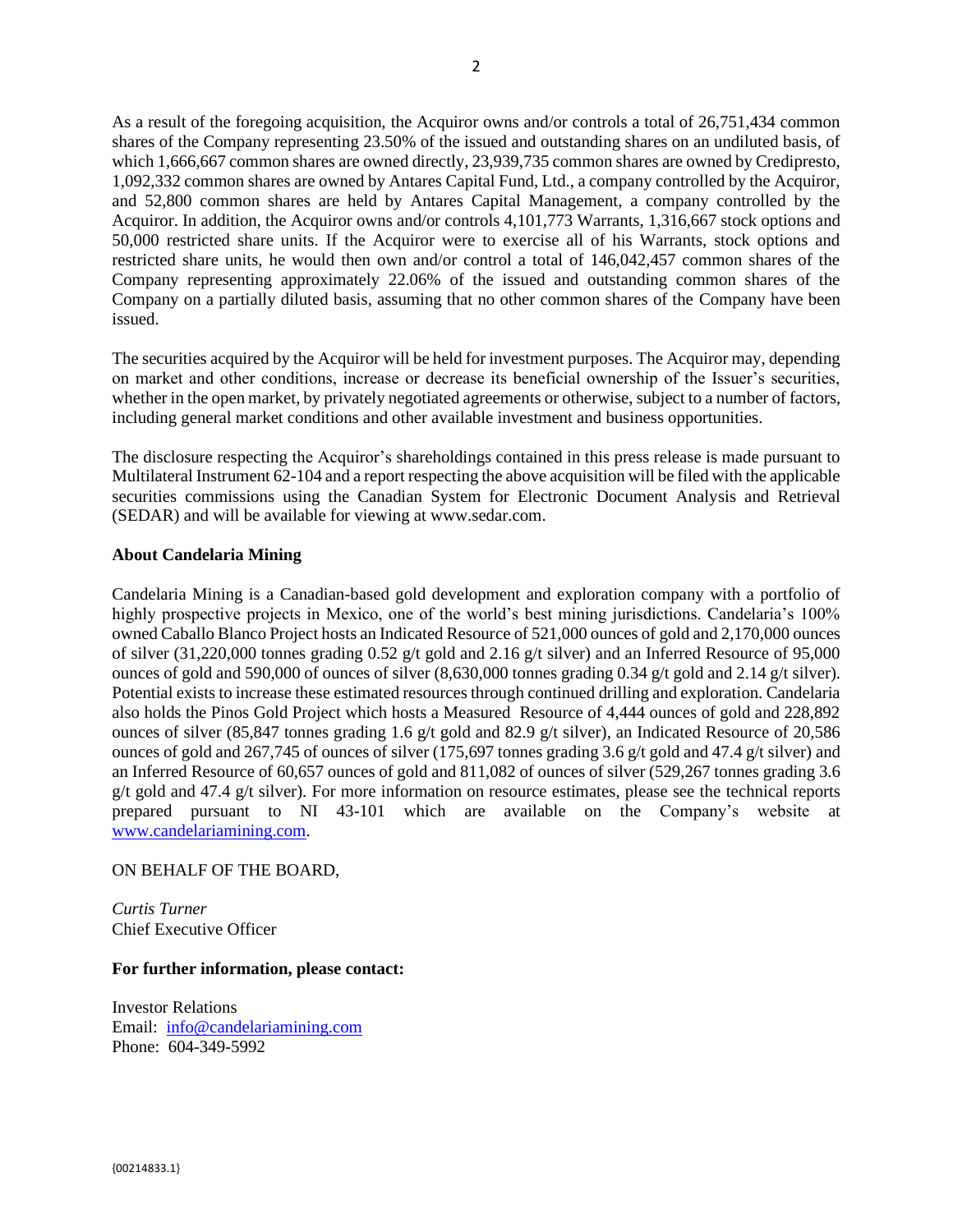As a result of the foregoing acquisition, the Acquiror owns and/or controls a total of 26,751,434 common shares of the Company representing 23.50% of the issued and outstanding shares on an undiluted basis, of which 1,666,667 common shares are owned directly, 23,939,735 common shares are owned by Credipresto, 1,092,332 common shares are owned by Antares Capital Fund, Ltd., a company controlled by the Acquiror, and 52,800 common shares are held by Antares Capital Management, a company controlled by the Acquiror. In addition, the Acquiror owns and/or controls 4,101,773 Warrants, 1,316,667 stock options and 50,000 restricted share units. If the Acquiror were to exercise all of his Warrants, stock options and restricted share units, he would then own and/or control a total of 146,042,457 common shares of the Company representing approximately 22.06% of the issued and outstanding common shares of the Company on a partially diluted basis, assuming that no other common shares of the Company have been issued.

The securities acquired by the Acquiror will be held for investment purposes. The Acquiror may, depending on market and other conditions, increase or decrease its beneficial ownership of the Issuer's securities, whether in the open market, by privately negotiated agreements or otherwise, subject to a number of factors, including general market conditions and other available investment and business opportunities.

The disclosure respecting the Acquiror's shareholdings contained in this press release is made pursuant to Multilateral Instrument 62-104 and a report respecting the above acquisition will be filed with the applicable securities commissions using the Canadian System for Electronic Document Analysis and Retrieval (SEDAR) and will be available for viewing at www.sedar.com.

**About Candelaria Mining**

Candelaria Mining is a Canadian-based gold development and exploration company with a portfolio of highly prospective projects in Mexico, one of the world's best mining jurisdictions. Candelaria's 100% owned Caballo Blanco Project hosts an Indicated Resource of 521,000 ounces of gold and 2,170,000 ounces of silver (31,220,000 tonnes grading 0.52 g/t gold and 2.16 g/t silver) and an Inferred Resource of 95,000 ounces of gold and 590,000 of ounces of silver (8,630,000 tonnes grading 0.34 g/t gold and 2.14 g/t silver). Potential exists to increase these estimated resources through continued drilling and exploration. Candelaria also holds the Pinos Gold Project which hosts a Measured Resource of 4,444 ounces of gold and 228,892 ounces of silver (85,847 tonnes grading 1.6 g/t gold and 82.9 g/t silver), an Indicated Resource of 20,586 ounces of gold and 267,745 of ounces of silver (175,697 tonnes grading 3.6 g/t gold and 47.4 g/t silver) and an Inferred Resource of 60,657 ounces of gold and 811,082 of ounces of silver (529,267 tonnes grading 3.6 g/t gold and 47.4 g/t silver). For more information on resource estimates, please see the technical reports prepared pursuant to NI 43-101 which are available on the Company's website at [www.candelariamining.com](www.candelariamining.com).

ON BEHALF OF THE BOARD,

*Curtis Turner*
Chief Executive Officer

**For further information, please contact:**

Investor Relations
Email: [info@candelariamining.com](mailto:info@candelariamining.com)
Phone: 604-349-5992

{00214833.1}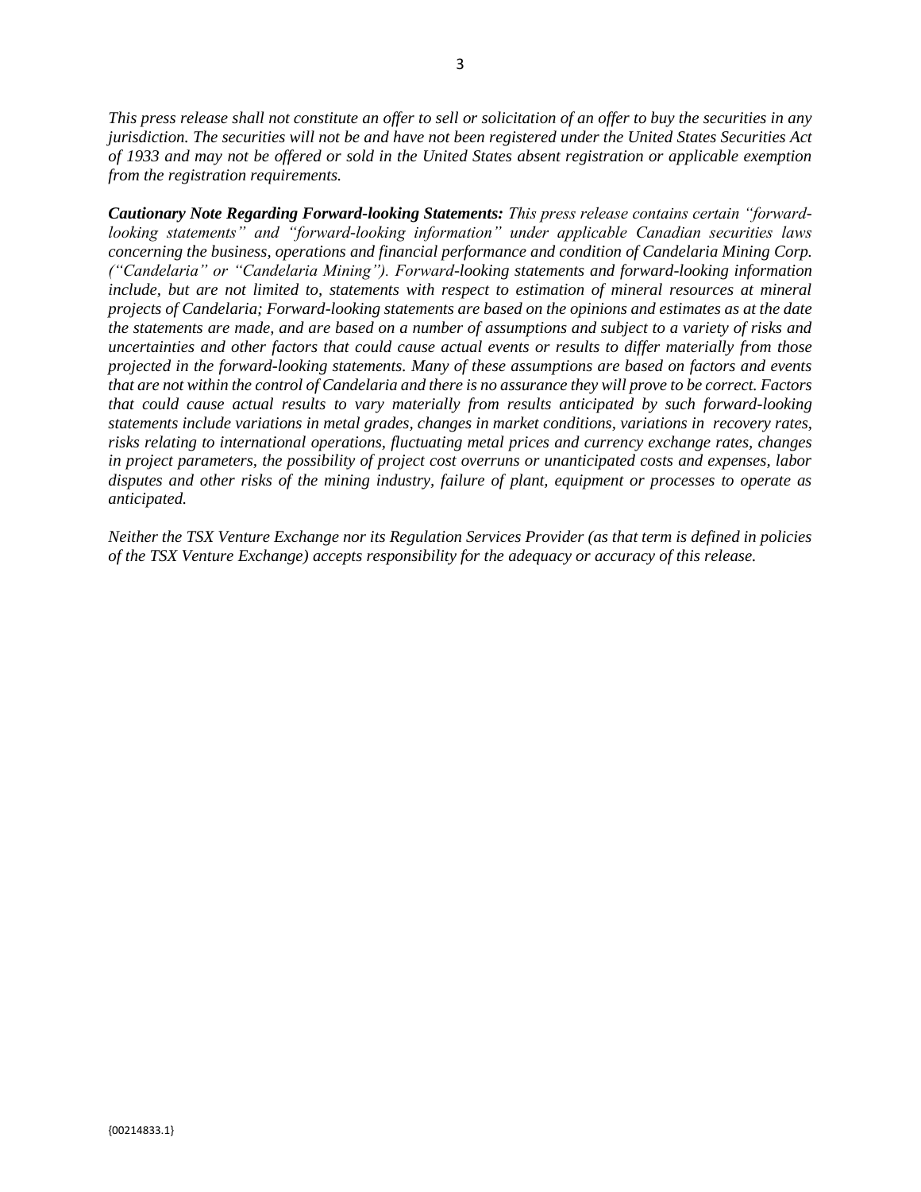*This press release shall not constitute an offer to sell or solicitation of an offer to buy the securities in any jurisdiction. The securities will not be and have not been registered under the United States Securities Act of 1933 and may not be offered or sold in the United States absent registration or applicable exemption from the registration requirements.*

***Cautionary Note Regarding Forward-looking Statements:*** *This press release contains certain "forward-looking statements" and "forward-looking information" under applicable Canadian securities laws concerning the business, operations and financial performance and condition of Candelaria Mining Corp. ("Candelaria" or "Candelaria Mining"). Forward-looking statements and forward-looking information include, but are not limited to, statements with respect to estimation of mineral resources at mineral projects of Candelaria; Forward-looking statements are based on the opinions and estimates as at the date the statements are made, and are based on a number of assumptions and subject to a variety of risks and uncertainties and other factors that could cause actual events or results to differ materially from those projected in the forward-looking statements. Many of these assumptions are based on factors and events that are not within the control of Candelaria and there is no assurance they will prove to be correct. Factors that could cause actual results to vary materially from results anticipated by such forward-looking statements include variations in metal grades, changes in market conditions, variations in recovery rates, risks relating to international operations, fluctuating metal prices and currency exchange rates, changes in project parameters, the possibility of project cost overruns or unanticipated costs and expenses, labor disputes and other risks of the mining industry, failure of plant, equipment or processes to operate as anticipated.*

*Neither the TSX Venture Exchange nor its Regulation Services Provider (as that term is defined in policies of the TSX Venture Exchange) accepts responsibility for the adequacy or accuracy of this release.*

{00214833.1}